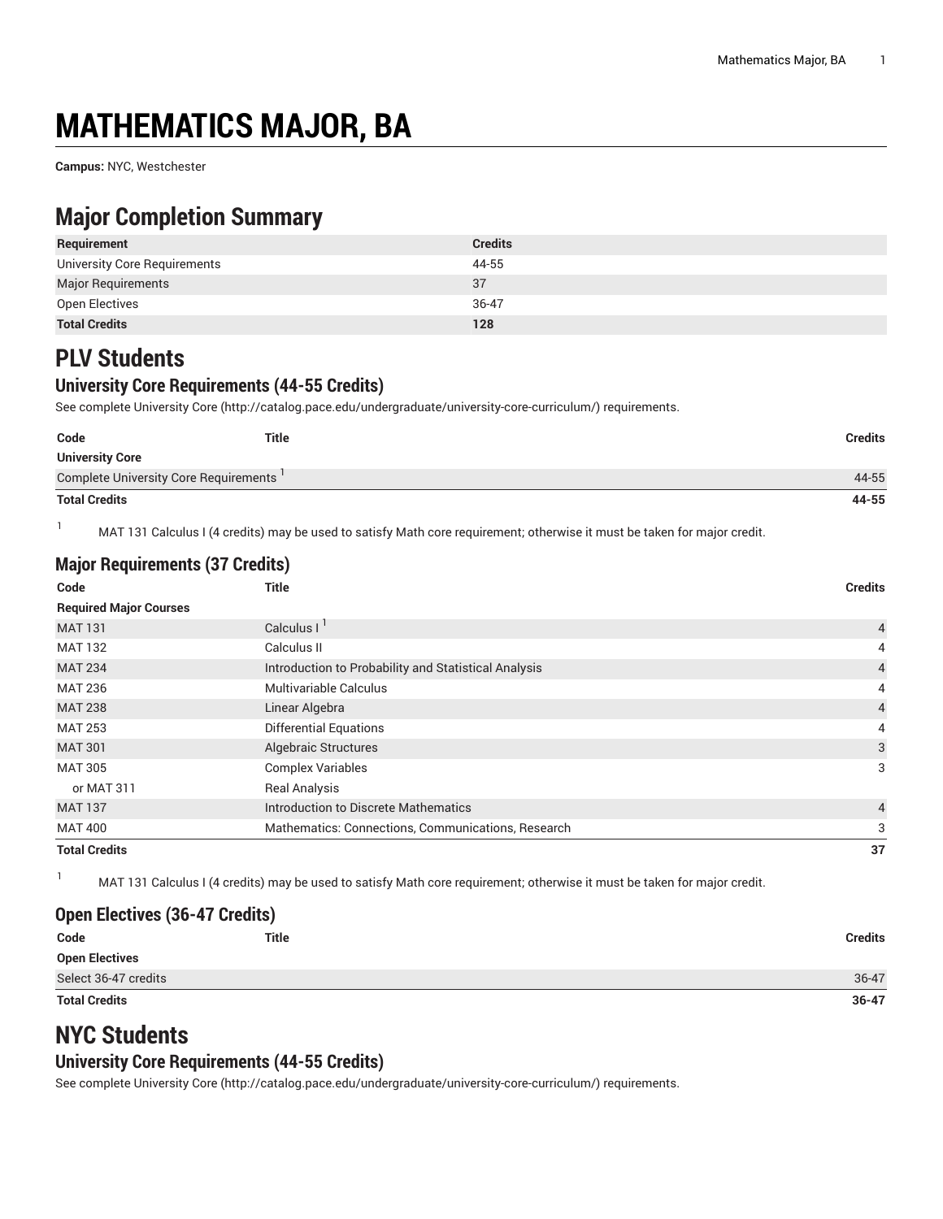# MATHEMATICS MAJOR, BA

**Campus:** NYC, Westchester

## Major Completion Summary

| Requirement | Credits |
|---|---|
| University Core Requirements | 44-55 |
| Major Requirements | 37 |
| Open Electives | 36-47 |
| **Total Credits** | **128** |

## PLV Students

### University Core Requirements (44-55 Credits)

See complete University Core (http://catalog.pace.edu/undergraduate/university-core-curriculum/) requirements.

| Code | Title | Credits |
|---|---|---|
| **University Core** | | |
| Complete University Core Requirements [1] | | 44-55 |
| **Total Credits** | | **44-55** |

1. MAT 131 Calculus I (4 credits) may be used to satisfy Math core requirement; otherwise it must be taken for major credit.

### Major Requirements (37 Credits)

| Code | Title | Credits |
|---|---|---|
| **Required Major Courses** | | |
| MAT 131 | Calculus I [1] | 4 |
| MAT 132 | Calculus II | 4 |
| MAT 234 | Introduction to Probability and Statistical Analysis | 4 |
| MAT 236 | Multivariable Calculus | 4 |
| MAT 238 | Linear Algebra | 4 |
| MAT 253 | Differential Equations | 4 |
| MAT 301 | Algebraic Structures | 3 |
| MAT 305 | Complex Variables | 3 |
| or MAT 311 | Real Analysis | |
| MAT 137 | Introduction to Discrete Mathematics | 4 |
| MAT 400 | Mathematics: Connections, Communications, Research | 3 |
| **Total Credits** | | **37** |

1. MAT 131 Calculus I (4 credits) may be used to satisfy Math core requirement; otherwise it must be taken for major credit.

### Open Electives (36-47 Credits)

| Code | Title | Credits |
|---|---|---|
| **Open Electives** | | |
| Select 36-47 credits | | 36-47 |
| **Total Credits** | | **36-47** |

## NYC Students

### University Core Requirements (44-55 Credits)

See complete University Core (http://catalog.pace.edu/undergraduate/university-core-curriculum/) requirements.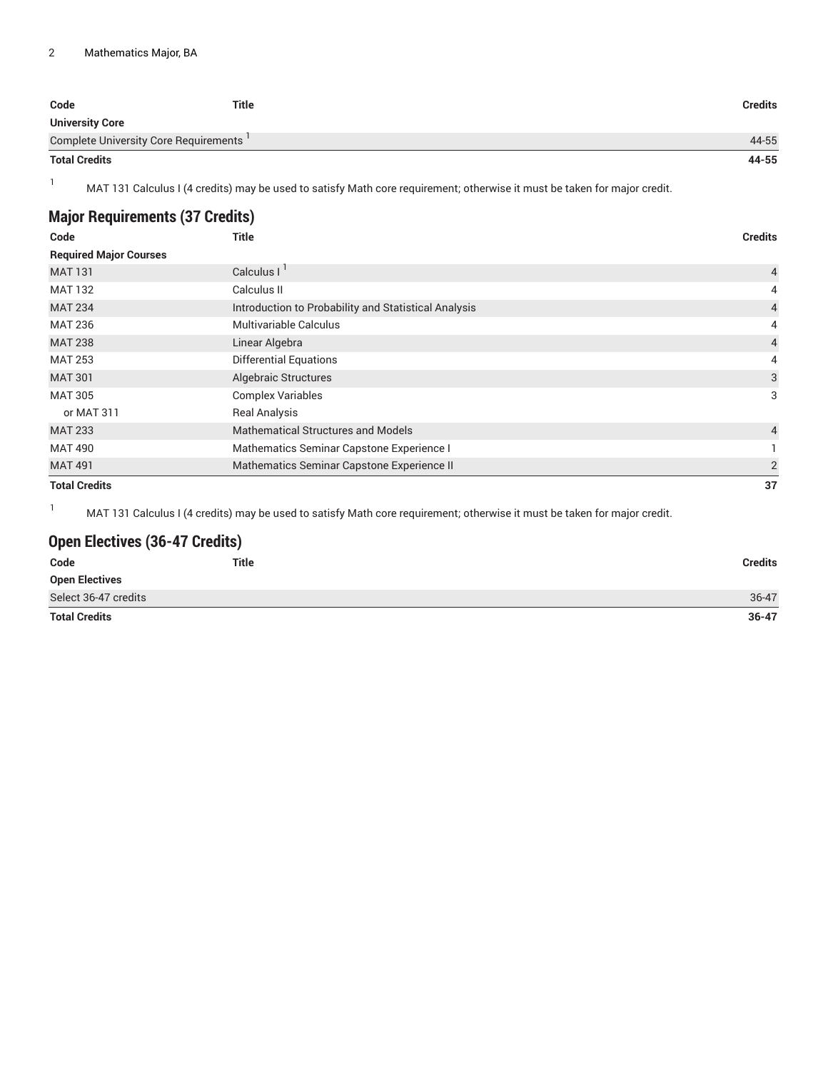| Code | Title | Credits |
| --- | --- | --- |
| **University Core** | | |
| Complete University Core Requirements [1] | | 44-55 |
| **Total Credits** | | **44-55** |

1 MAT 131 Calculus I (4 credits) may be used to satisfy Math core requirement; otherwise it must be taken for major credit.

## Major Requirements (37 Credits)

| Code | Title | Credits |
| --- | --- | --- |
| **Required Major Courses** | | |
| MAT 131 | Calculus I [1] | 4 |
| MAT 132 | Calculus II | 4 |
| MAT 234 | Introduction to Probability and Statistical Analysis | 4 |
| MAT 236 | Multivariable Calculus | 4 |
| MAT 238 | Linear Algebra | 4 |
| MAT 253 | Differential Equations | 4 |
| MAT 301 | Algebraic Structures | 3 |
| MAT 305 | Complex Variables | 3 |
| or MAT 311 | Real Analysis | |
| MAT 233 | Mathematical Structures and Models | 4 |
| MAT 490 | Mathematics Seminar Capstone Experience I | 1 |
| MAT 491 | Mathematics Seminar Capstone Experience II | 2 |
| **Total Credits** | | **37** |

1 MAT 131 Calculus I (4 credits) may be used to satisfy Math core requirement; otherwise it must be taken for major credit.

## Open Electives (36-47 Credits)

| Code | Title | Credits |
| --- | --- | --- |
| **Open Electives** | | |
| Select 36-47 credits | | 36-47 |
| **Total Credits** | | **36-47** |